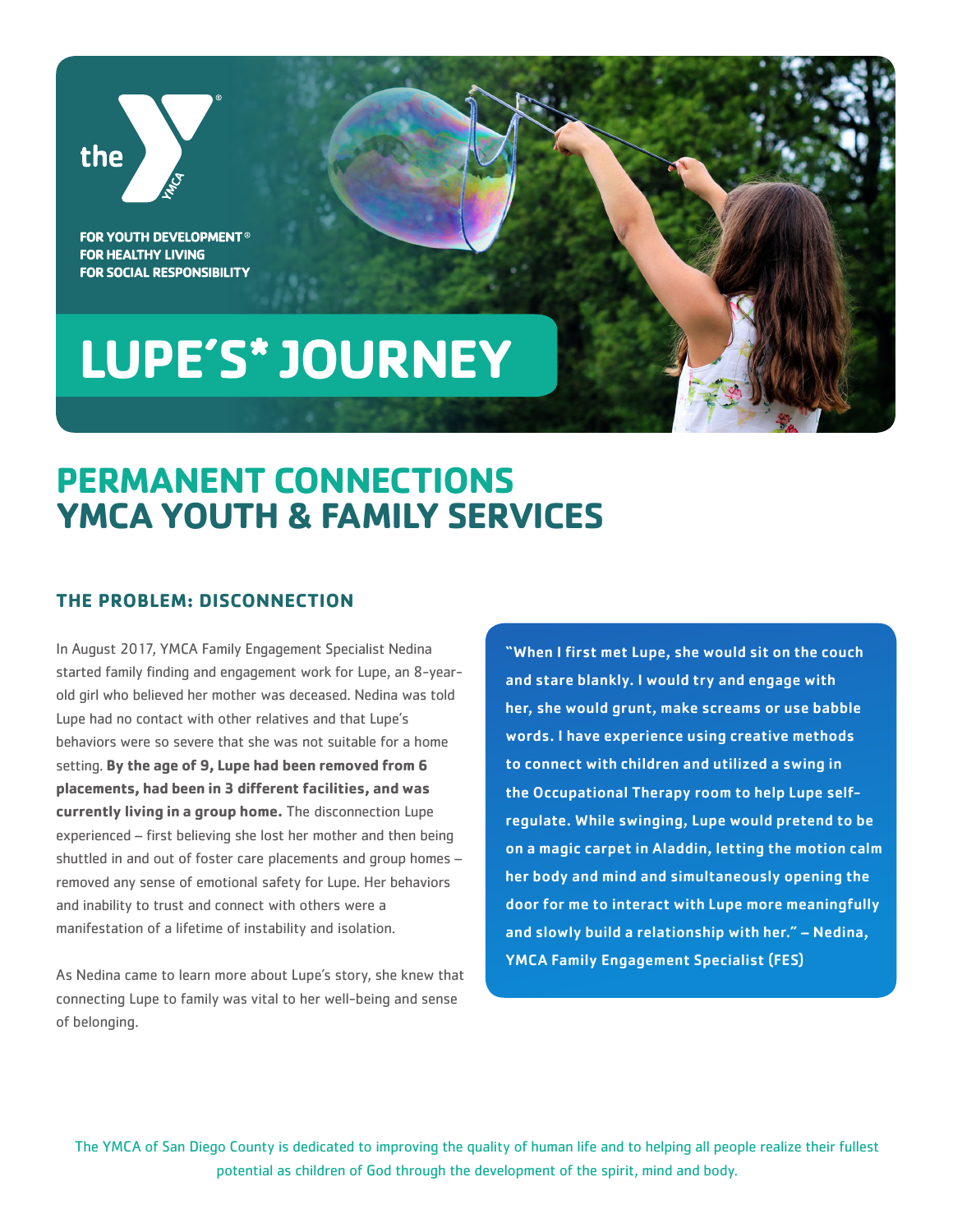the YMCA

FOR YOUTH DEVELOPMENT®
FOR HEALTHY LIVING
FOR SOCIAL RESPONSIBILITY

# LUPE'S* JOURNEY

## PERMANENT CONNECTIONS
## YMCA YOUTH & FAMILY SERVICES

### THE PROBLEM: DISCONNECTION

In August 2017, YMCA Family Engagement Specialist Nedina started family finding and engagement work for Lupe, an 8-year-old girl who believed her mother was deceased. Nedina was told Lupe had no contact with other relatives and that Lupe's behaviors were so severe that she was not suitable for a home setting. **By the age of 9, Lupe had been removed from 6 placements, had been in 3 different facilities, and was currently living in a group home.** The disconnection Lupe experienced – first believing she lost her mother and then being shuttled in and out of foster care placements and group homes – removed any sense of emotional safety for Lupe. Her behaviors and inability to trust and connect with others were a manifestation of a lifetime of instability and isolation.

As Nedina came to learn more about Lupe's story, she knew that connecting Lupe to family was vital to her well-being and sense of belonging.

**"When I first met Lupe, she would sit on the couch and stare blankly. I would try and engage with her, she would grunt, make screams or use babble words. I have experience using creative methods to connect with children and utilized a swing in the Occupational Therapy room to help Lupe self-regulate. While swinging, Lupe would pretend to be on a magic carpet in Aladdin, letting the motion calm her body and mind and simultaneously opening the door for me to interact with Lupe more meaningfully and slowly build a relationship with her." – Nedina, YMCA Family Engagement Specialist (FES)**

The YMCA of San Diego County is dedicated to improving the quality of human life and to helping all people realize their fullest potential as children of God through the development of the spirit, mind and body.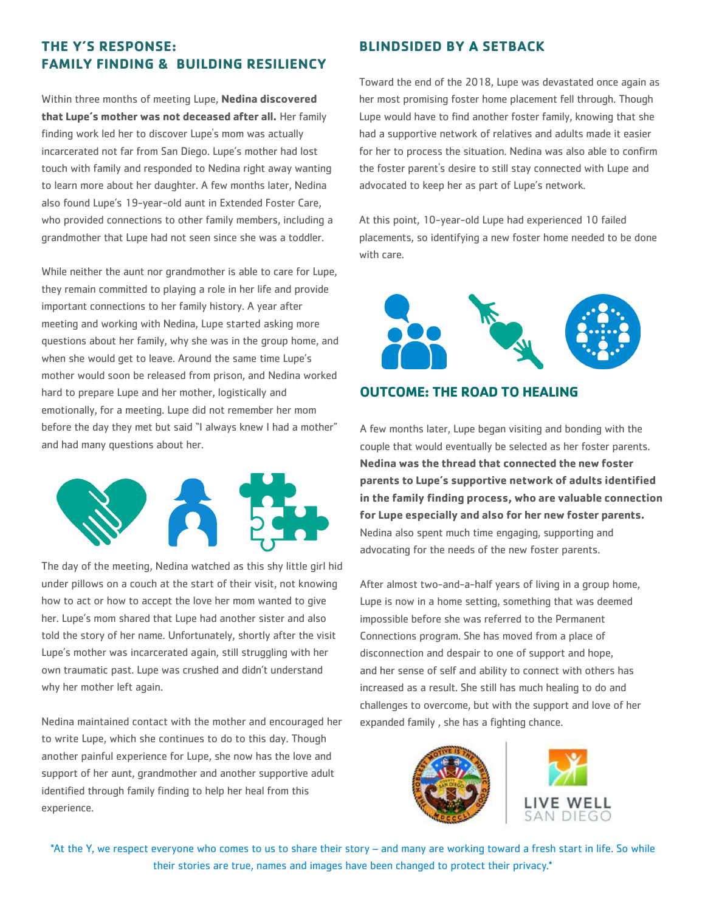## THE Y'S RESPONSE: FAMILY FINDING & BUILDING RESILIENCY

Within three months of meeting Lupe, **Nedina discovered that Lupe's mother was not deceased after all.** Her family finding work led her to discover Lupe's mom was actually incarcerated not far from San Diego. Lupe's mother had lost touch with family and responded to Nedina right away wanting to learn more about her daughter. A few months later, Nedina also found Lupe's 19-year-old aunt in Extended Foster Care, who provided connections to other family members, including a grandmother that Lupe had not seen since she was a toddler.

While neither the aunt nor grandmother is able to care for Lupe, they remain committed to playing a role in her life and provide important connections to her family history. A year after meeting and working with Nedina, Lupe started asking more questions about her family, why she was in the group home, and when she would get to leave. Around the same time Lupe's mother would soon be released from prison, and Nedina worked hard to prepare Lupe and her mother, logistically and emotionally, for a meeting. Lupe did not remember her mom before the day they met but said "I always knew I had a mother" and had many questions about her.

The day of the meeting, Nedina watched as this shy little girl hid under pillows on a couch at the start of their visit, not knowing how to act or how to accept the love her mom wanted to give her. Lupe's mom shared that Lupe had another sister and also told the story of her name. Unfortunately, shortly after the visit Lupe's mother was incarcerated again, still struggling with her own traumatic past. Lupe was crushed and didn't understand why her mother left again.

Nedina maintained contact with the mother and encouraged her to write Lupe, which she continues to do to this day. Though another painful experience for Lupe, she now has the love and support of her aunt, grandmother and another supportive adult identified through family finding to help her heal from this experience.

## BLINDSIDED BY A SETBACK

Toward the end of the 2018, Lupe was devastated once again as her most promising foster home placement fell through. Though Lupe would have to find another foster family, knowing that she had a supportive network of relatives and adults made it easier for her to process the situation. Nedina was also able to confirm the foster parent's desire to still stay connected with Lupe and advocated to keep her as part of Lupe's network.

At this point, 10-year-old Lupe had experienced 10 failed placements, so identifying a new foster home needed to be done with care.

## OUTCOME: THE ROAD TO HEALING

A few months later, Lupe began visiting and bonding with the couple that would eventually be selected as her foster parents. **Nedina was the thread that connected the new foster parents to Lupe's supportive network of adults identified in the family finding process, who are valuable connection for Lupe especially and also for her new foster parents.** Nedina also spent much time engaging, supporting and advocating for the needs of the new foster parents.

After almost two-and-a-half years of living in a group home, Lupe is now in a home setting, something that was deemed impossible before she was referred to the Permanent Connections program. She has moved from a place of disconnection and despair to one of support and hope, and her sense of self and ability to connect with others has increased as a result. She still has much healing to do and challenges to overcome, but with the support and love of her expanded family , she has a fighting chance.

LIVE WELL SAN DIEGO

*At the Y, we respect everyone who comes to us to share their story – and many are working toward a fresh start in life. So while their stories are true, names and images have been changed to protect their privacy.*